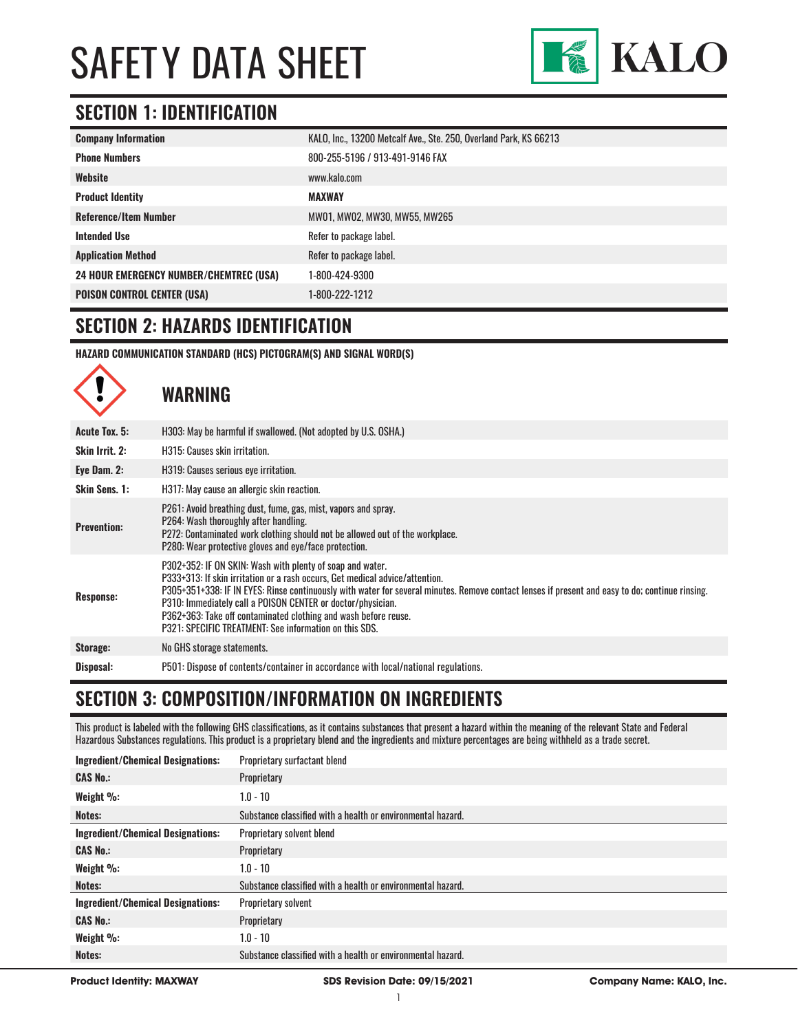# SAFETY DATA SHEET

KALO

## SECTION 1: IDENTIFICATION

| | |
|---|---|
| **Company Information** | KALO, Inc., 13200 Metcalf Ave., Ste. 250, Overland Park, KS 66213 |
| **Phone Numbers** | 800-255-5196 / 913-491-9146 FAX |
| **Website** | www.kalo.com |
| **Product Identity** | **MAXWAY** |
| **Reference/Item Number** | MW01, MW02, MW30, MW55, MW265 |
| **Intended Use** | Refer to package label. |
| **Application Method** | Refer to package label. |
| **24 HOUR EMERGENCY NUMBER/CHEMTREC (USA)** | 1-800-424-9300 |
| **POISON CONTROL CENTER (USA)** | 1-800-222-1212 |

## SECTION 2: HAZARDS IDENTIFICATION

**HAZARD COMMUNICATION STANDARD (HCS) PICTOGRAM(S) AND SIGNAL WORD(S)**

### WARNING

| | |
|---|---|
| **Acute Tox. 5:** | H303: May be harmful if swallowed. (Not adopted by U.S. OSHA.) |
| **Skin Irrit. 2:** | H315: Causes skin irritation. |
| **Eye Dam. 2:** | H319: Causes serious eye irritation. |
| **Skin Sens. 1:** | H317: May cause an allergic skin reaction. |
| **Prevention:** | P261: Avoid breathing dust, fume, gas, mist, vapors and spray.<br>P264: Wash thoroughly after handling.<br>P272: Contaminated work clothing should not be allowed out of the workplace.<br>P280: Wear protective gloves and eye/face protection. |
| **Response:** | P302+352: IF ON SKIN: Wash with plenty of soap and water.<br>P333+313: If skin irritation or a rash occurs, Get medical advice/attention.<br>P305+351+338: IF IN EYES: Rinse continuously with water for several minutes. Remove contact lenses if present and easy to do; continue rinsing.<br>P310: Immediately call a POISON CENTER or doctor/physician.<br>P362+363: Take off contaminated clothing and wash before reuse.<br>P321: SPECIFIC TREATMENT: See information on this SDS. |
| **Storage:** | No GHS storage statements. |
| **Disposal:** | P501: Dispose of contents/container in accordance with local/national regulations. |

## SECTION 3: COMPOSITION/INFORMATION ON INGREDIENTS

This product is labeled with the following GHS classifications, as it contains substances that present a hazard within the meaning of the relevant State and Federal Hazardous Substances regulations. This product is a proprietary blend and the ingredients and mixture percentages are being withheld as a trade secret.

| | |
|---|---|
| **Ingredient/Chemical Designations:** | Proprietary surfactant blend |
| **CAS No.:** | Proprietary |
| **Weight %:** | 1.0 - 10 |
| **Notes:** | Substance classified with a health or environmental hazard. |
| **Ingredient/Chemical Designations:** | Proprietary solvent blend |
| **CAS No.:** | Proprietary |
| **Weight %:** | 1.0 - 10 |
| **Notes:** | Substance classified with a health or environmental hazard. |
| **Ingredient/Chemical Designations:** | Proprietary solvent |
| **CAS No.:** | Proprietary |
| **Weight %:** | 1.0 - 10 |
| **Notes:** | Substance classified with a health or environmental hazard. |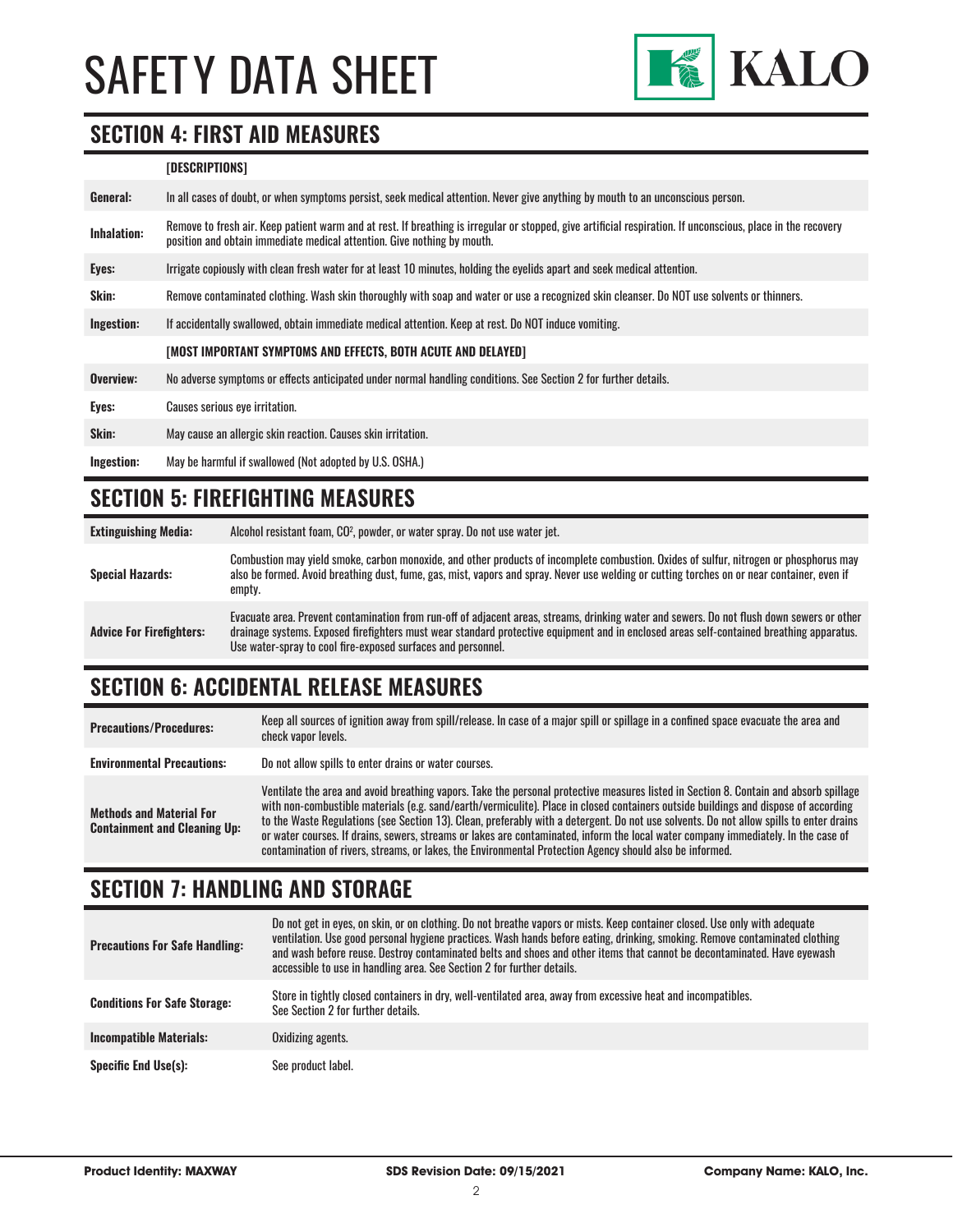## SECTION 4: FIRST AID MEASURES

| | [DESCRIPTIONS] |
|---|---|
| **General:** | In all cases of doubt, or when symptoms persist, seek medical attention. Never give anything by mouth to an unconscious person. |
| **Inhalation:** | Remove to fresh air. Keep patient warm and at rest. If breathing is irregular or stopped, give artificial respiration. If unconscious, place in the recovery position and obtain immediate medical attention. Give nothing by mouth. |
| **Eyes:** | Irrigate copiously with clean fresh water for at least 10 minutes, holding the eyelids apart and seek medical attention. |
| **Skin:** | Remove contaminated clothing. Wash skin thoroughly with soap and water or use a recognized skin cleanser. Do NOT use solvents or thinners. |
| **Ingestion:** | If accidentally swallowed, obtain immediate medical attention. Keep at rest. Do NOT induce vomiting. |
| | **[MOST IMPORTANT SYMPTOMS AND EFFECTS, BOTH ACUTE AND DELAYED]** |
| **Overview:** | No adverse symptoms or effects anticipated under normal handling conditions. See Section 2 for further details. |
| **Eyes:** | Causes serious eye irritation. |
| **Skin:** | May cause an allergic skin reaction. Causes skin irritation. |
| **Ingestion:** | May be harmful if swallowed (Not adopted by U.S. OSHA.) |

## SECTION 5: FIREFIGHTING MEASURES

| | |
|---|---|
| **Extinguishing Media:** | Alcohol resistant foam, $CO^2$, powder, or water spray. Do not use water jet. |
| **Special Hazards:** | Combustion may yield smoke, carbon monoxide, and other products of incomplete combustion. Oxides of sulfur, nitrogen or phosphorus may also be formed. Avoid breathing dust, fume, gas, mist, vapors and spray. Never use welding or cutting torches on or near container, even if empty. |
| **Advice For Firefighters:** | Evacuate area. Prevent contamination from run-off of adjacent areas, streams, drinking water and sewers. Do not flush down sewers or other drainage systems. Exposed firefighters must wear standard protective equipment and in enclosed areas self-contained breathing apparatus. Use water-spray to cool fire-exposed surfaces and personnel. |

## SECTION 6: ACCIDENTAL RELEASE MEASURES

| | |
|---|---|
| **Precautions/Procedures:** | Keep all sources of ignition away from spill/release. In case of a major spill or spillage in a confined space evacuate the area and check vapor levels. |
| **Environmental Precautions:** | Do not allow spills to enter drains or water courses. |
| **Methods and Material For Containment and Cleaning Up:** | Ventilate the area and avoid breathing vapors. Take the personal protective measures listed in Section 8. Contain and absorb spillage with non-combustible materials (e.g. sand/earth/vermiculite). Place in closed containers outside buildings and dispose of according to the Waste Regulations (see Section 13). Clean, preferably with a detergent. Do not use solvents. Do not allow spills to enter drains or water courses. If drains, sewers, streams or lakes are contaminated, inform the local water company immediately. In the case of contamination of rivers, streams, or lakes, the Environmental Protection Agency should also be informed. |

## SECTION 7: HANDLING AND STORAGE

| | |
|---|---|
| **Precautions For Safe Handling:** | Do not get in eyes, on skin, or on clothing. Do not breathe vapors or mists. Keep container closed. Use only with adequate ventilation. Use good personal hygiene practices. Wash hands before eating, drinking, smoking. Remove contaminated clothing and wash before reuse. Destroy contaminated belts and shoes and other items that cannot be decontaminated. Have eyewash accessible to use in handling area. See Section 2 for further details. |
| **Conditions For Safe Storage:** | Store in tightly closed containers in dry, well-ventilated area, away from excessive heat and incompatibles. See Section 2 for further details. |
| **Incompatible Materials:** | Oxidizing agents. |
| **Specific End Use(s):** | See product label. |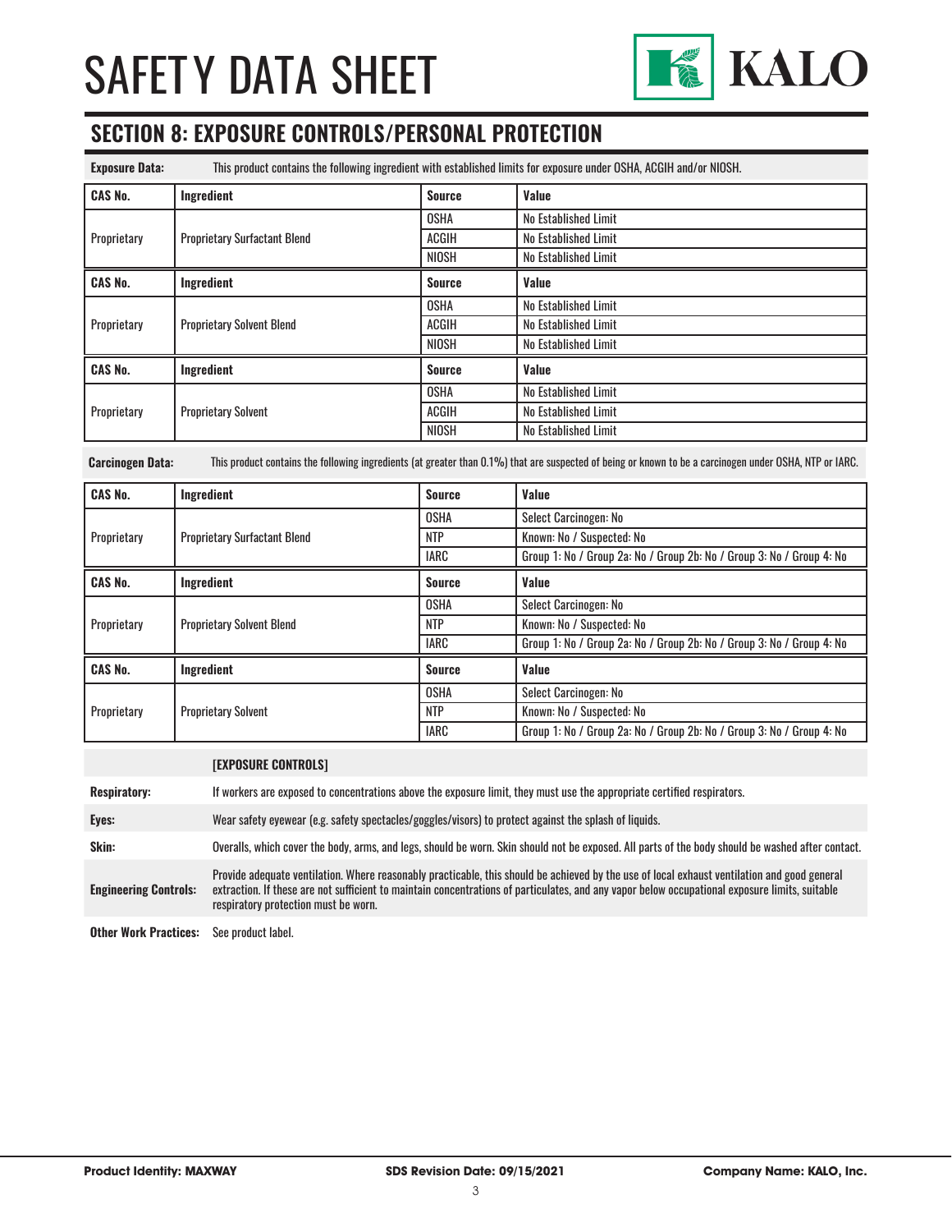# SAFETY DATA SHEET

## SECTION 8: EXPOSURE CONTROLS/PERSONAL PROTECTION

**Exposure Data:** This product contains the following ingredient with established limits for exposure under OSHA, ACGIH and/or NIOSH.

| CAS No. | Ingredient | Source | Value |
|---|---|---|---|
| Proprietary | Proprietary Surfactant Blend | OSHA | No Established Limit |
| | | ACGIH | No Established Limit |
| | | NIOSH | No Established Limit |

| CAS No. | Ingredient | Source | Value |
|---|---|---|---|
| Proprietary | Proprietary Solvent Blend | OSHA | No Established Limit |
| | | ACGIH | No Established Limit |
| | | NIOSH | No Established Limit |

| CAS No. | Ingredient | Source | Value |
|---|---|---|---|
| Proprietary | Proprietary Solvent | OSHA | No Established Limit |
| | | ACGIH | No Established Limit |
| | | NIOSH | No Established Limit |

**Carcinogen Data:** This product contains the following ingredients (at greater than 0.1%) that are suspected of being or known to be a carcinogen under OSHA, NTP or IARC.

| CAS No. | Ingredient | Source | Value |
|---|---|---|---|
| Proprietary | Proprietary Surfactant Blend | OSHA | Select Carcinogen: No |
| | | NTP | Known: No / Suspected: No |
| | | IARC | Group 1: No / Group 2a: No / Group 2b: No / Group 3: No / Group 4: No |

| CAS No. | Ingredient | Source | Value |
|---|---|---|---|
| Proprietary | Proprietary Solvent Blend | OSHA | Select Carcinogen: No |
| | | NTP | Known: No / Suspected: No |
| | | IARC | Group 1: No / Group 2a: No / Group 2b: No / Group 3: No / Group 4: No |

| CAS No. | Ingredient | Source | Value |
|---|---|---|---|
| Proprietary | Proprietary Solvent | OSHA | Select Carcinogen: No |
| | | NTP | Known: No / Suspected: No |
| | | IARC | Group 1: No / Group 2a: No / Group 2b: No / Group 3: No / Group 4: No |

**[EXPOSURE CONTROLS]**

**Respiratory:** If workers are exposed to concentrations above the exposure limit, they must use the appropriate certified respirators.

**Eyes:** Wear safety eyewear (e.g. safety spectacles/goggles/visors) to protect against the splash of liquids.

**Skin:** Overalls, which cover the body, arms, and legs, should be worn. Skin should not be exposed. All parts of the body should be washed after contact.

**Engineering Controls:** Provide adequate ventilation. Where reasonably practicable, this should be achieved by the use of local exhaust ventilation and good general extraction. If these are not sufficient to maintain concentrations of particulates, and any vapor below occupational exposure limits, suitable respiratory protection must be worn.

**Other Work Practices:** See product label.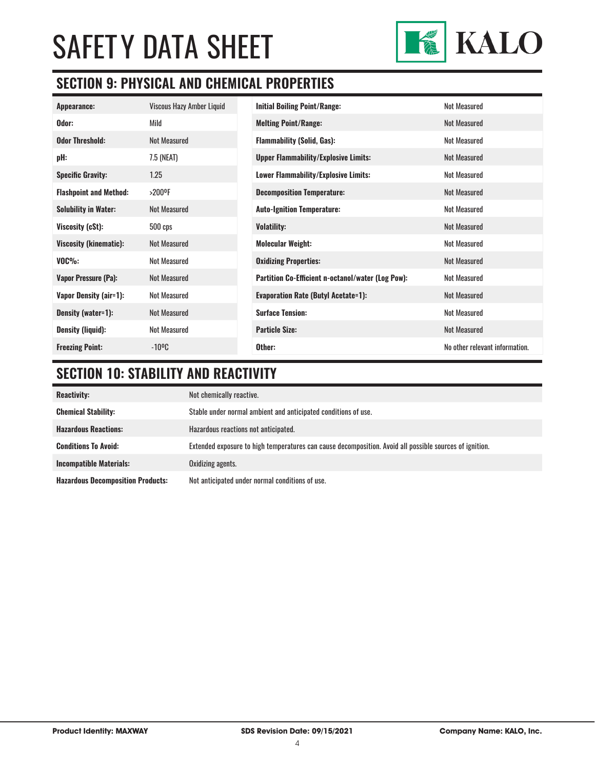# SAFETY DATA SHEET

## SECTION 9: PHYSICAL AND CHEMICAL PROPERTIES

| | | | |
|---|---|---|---|
| **Appearance:** | Viscous Hazy Amber Liquid | **Initial Boiling Point/Range:** | Not Measured |
| **Odor:** | Mild | **Melting Point/Range:** | Not Measured |
| **Odor Threshold:** | Not Measured | **Flammability (Solid, Gas):** | Not Measured |
| **pH:** | 7.5 (NEAT) | **Upper Flammability/Explosive Limits:** | Not Measured |
| **Specific Gravity:** | 1.25 | **Lower Flammability/Explosive Limits:** | Not Measured |
| **Flashpoint and Method:** | >200ºF | **Decomposition Temperature:** | Not Measured |
| **Solubility in Water:** | Not Measured | **Auto-Ignition Temperature:** | Not Measured |
| **Viscosity (cSt):** | 500 cps | **Volatility:** | Not Measured |
| **Viscosity (kinematic):** | Not Measured | **Molecular Weight:** | Not Measured |
| **VOC%:** | Not Measured | **Oxidizing Properties:** | Not Measured |
| **Vapor Pressure (Pa):** | Not Measured | **Partition Co-Efficient n-octanol/water (Log Pow):** | Not Measured |
| **Vapor Density (air=1):** | Not Measured | **Evaporation Rate (Butyl Acetate=1):** | Not Measured |
| **Density (water=1):** | Not Measured | **Surface Tension:** | Not Measured |
| **Density (liquid):** | Not Measured | **Particle Size:** | Not Measured |
| **Freezing Point:** | -10ºC | **Other:** | No other relevant information. |

## SECTION 10: STABILITY AND REACTIVITY

| | |
|---|---|
| **Reactivity:** | Not chemically reactive. |
| **Chemical Stability:** | Stable under normal ambient and anticipated conditions of use. |
| **Hazardous Reactions:** | Hazardous reactions not anticipated. |
| **Conditions To Avoid:** | Extended exposure to high temperatures can cause decomposition. Avoid all possible sources of ignition. |
| **Incompatible Materials:** | Oxidizing agents. |
| **Hazardous Decomposition Products:** | Not anticipated under normal conditions of use. |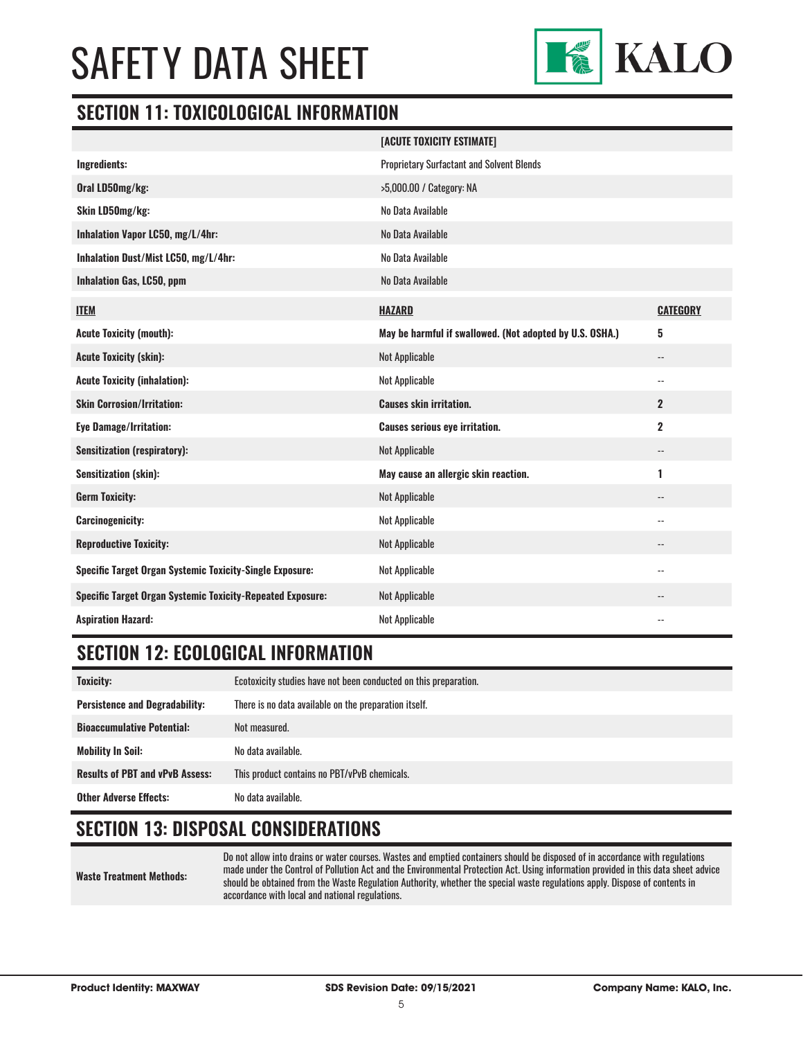## SECTION 11: TOXICOLOGICAL INFORMATION

| | [ACUTE TOXICITY ESTIMATE] |
|---|---|
| **Ingredients:** | Proprietary Surfactant and Solvent Blends |
| **Oral LD50mg/kg:** | >5,000.00 / Category: NA |
| **Skin LD50mg/kg:** | No Data Available |
| **Inhalation Vapor LC50, mg/L/4hr:** | No Data Available |
| **Inhalation Dust/Mist LC50, mg/L/4hr:** | No Data Available |
| **Inhalation Gas, LC50, ppm** | No Data Available |

| ITEM | HAZARD | CATEGORY |
|---|---|---|
| **Acute Toxicity (mouth):** | **May be harmful if swallowed. (Not adopted by U.S. OSHA.)** | **5** |
| **Acute Toxicity (skin):** | Not Applicable | -- |
| **Acute Toxicity (inhalation):** | Not Applicable | -- |
| **Skin Corrosion/Irritation:** | **Causes skin irritation.** | **2** |
| **Eye Damage/Irritation:** | **Causes serious eye irritation.** | **2** |
| **Sensitization (respiratory):** | Not Applicable | -- |
| **Sensitization (skin):** | **May cause an allergic skin reaction.** | **1** |
| **Germ Toxicity:** | Not Applicable | -- |
| **Carcinogenicity:** | Not Applicable | -- |
| **Reproductive Toxicity:** | Not Applicable | -- |
| **Specific Target Organ Systemic Toxicity-Single Exposure:** | Not Applicable | -- |
| **Specific Target Organ Systemic Toxicity-Repeated Exposure:** | Not Applicable | -- |
| **Aspiration Hazard:** | Not Applicable | -- |

## SECTION 12: ECOLOGICAL INFORMATION

| | |
|---|---|
| **Toxicity:** | Ecotoxicity studies have not been conducted on this preparation. |
| **Persistence and Degradability:** | There is no data available on the preparation itself. |
| **Bioaccumulative Potential:** | Not measured. |
| **Mobility In Soil:** | No data available. |
| **Results of PBT and vPvB Assess:** | This product contains no PBT/vPvB chemicals. |
| **Other Adverse Effects:** | No data available. |

## SECTION 13: DISPOSAL CONSIDERATIONS

| | |
|---|---|
| **Waste Treatment Methods:** | Do not allow into drains or water courses. Wastes and emptied containers should be disposed of in accordance with regulations made under the Control of Pollution Act and the Environmental Protection Act. Using information provided in this data sheet advice should be obtained from the Waste Regulation Authority, whether the special waste regulations apply. Dispose of contents in accordance with local and national regulations. |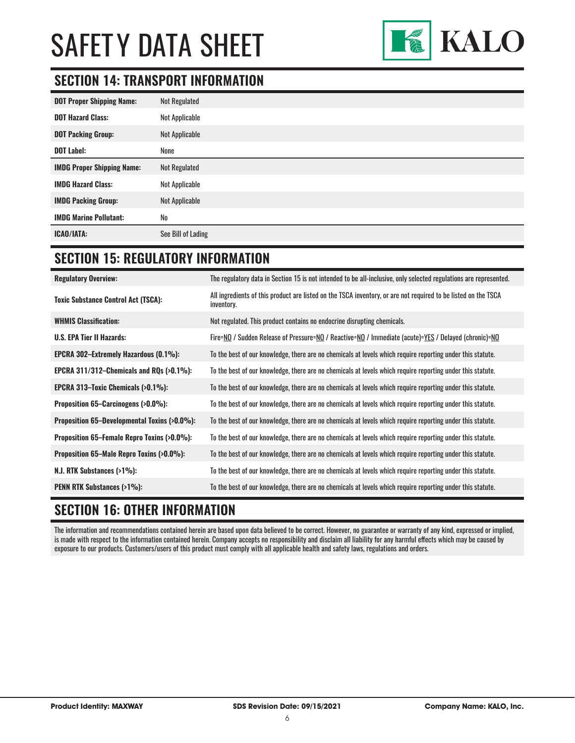## SECTION 14: TRANSPORT INFORMATION

| | |
|---|---|
| **DOT Proper Shipping Name:** | Not Regulated |
| **DOT Hazard Class:** | Not Applicable |
| **DOT Packing Group:** | Not Applicable |
| **DOT Label:** | None |
| **IMDG Proper Shipping Name:** | Not Regulated |
| **IMDG Hazard Class:** | Not Applicable |
| **IMDG Packing Group:** | Not Applicable |
| **IMDG Marine Pollutant:** | No |
| **ICAO/IATA:** | See Bill of Lading |

## SECTION 15: REGULATORY INFORMATION

| | |
|---|---|
| **Regulatory Overview:** | The regulatory data in Section 15 is not intended to be all-inclusive, only selected regulations are represented. |
| **Toxic Substance Control Act (TSCA):** | All ingredients of this product are listed on the TSCA inventory, or are not required to be listed on the TSCA inventory. |
| **WHMIS Classification:** | Not regulated. This product contains no endocrine disrupting chemicals. |
| **U.S. EPA Tier II Hazards:** | Fire=NO / Sudden Release of Pressure=NO / Reactive=NO / Immediate (acute)=YES / Delayed (chronic)=NO |
| **EPCRA 302–Extremely Hazardous (0.1%):** | To the best of our knowledge, there are no chemicals at levels which require reporting under this statute. |
| **EPCRA 311/312–Chemicals and RQs (>0.1%):** | To the best of our knowledge, there are no chemicals at levels which require reporting under this statute. |
| **EPCRA 313–Toxic Chemicals (>0.1%):** | To the best of our knowledge, there are no chemicals at levels which require reporting under this statute. |
| **Proposition 65–Carcinogens (>0.0%):** | To the best of our knowledge, there are no chemicals at levels which require reporting under this statute. |
| **Proposition 65–Developmental Toxins (>0.0%):** | To the best of our knowledge, there are no chemicals at levels which require reporting under this statute. |
| **Proposition 65–Female Repro Toxins (>0.0%):** | To the best of our knowledge, there are no chemicals at levels which require reporting under this statute. |
| **Proposition 65–Male Repro Toxins (>0.0%):** | To the best of our knowledge, there are no chemicals at levels which require reporting under this statute. |
| **N.J. RTK Substances (>1%):** | To the best of our knowledge, there are no chemicals at levels which require reporting under this statute. |
| **PENN RTK Substances (>1%):** | To the best of our knowledge, there are no chemicals at levels which require reporting under this statute. |

## SECTION 16: OTHER INFORMATION

The information and recommendations contained herein are based upon data believed to be correct. However, no guarantee or warranty of any kind, expressed or implied, is made with respect to the information contained herein. Company accepts no responsibility and disclaim all liability for any harmful effects which may be caused by exposure to our products. Customers/users of this product must comply with all applicable health and safety laws, regulations and orders.